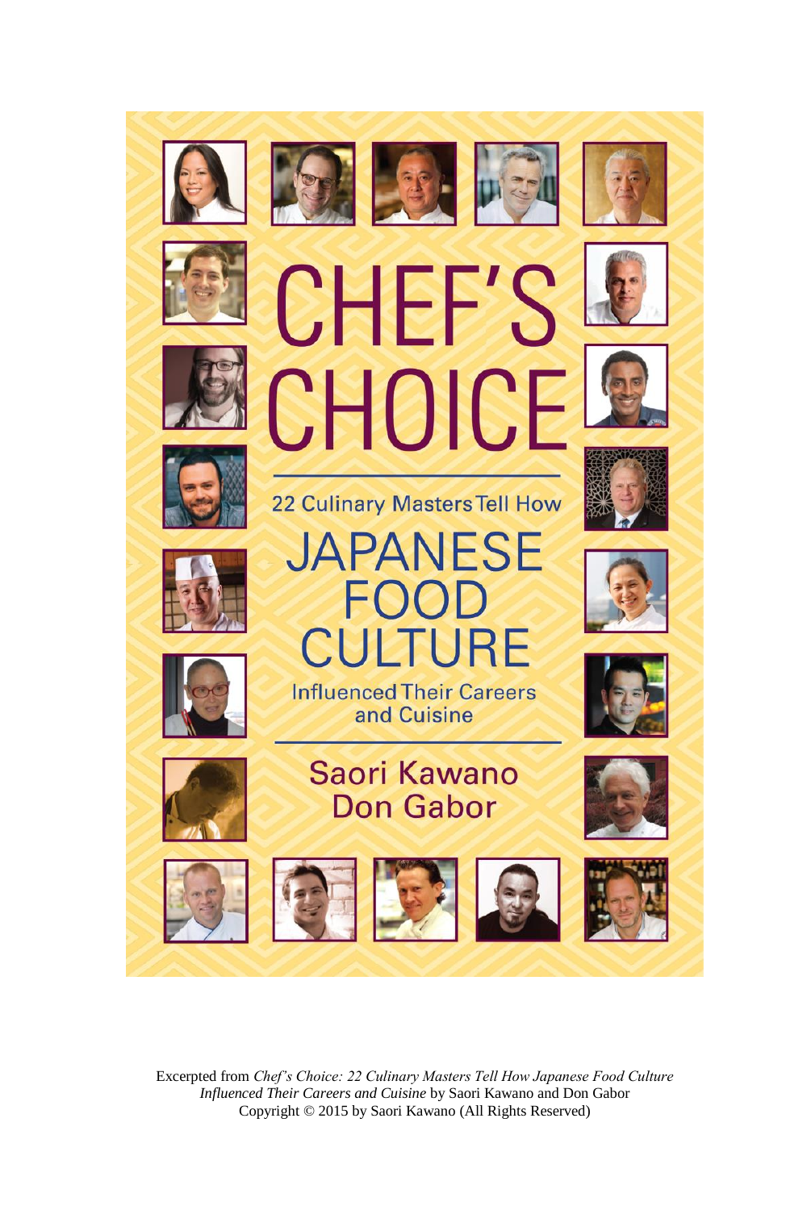# CHEF'S CHOICE

22 Culinary Masters Tell How

## JAPANESE FOOD CULTURE

Influenced Their Careers and Cuisine

Saori Kawano
Don Gabor

Excerpted from *Chef's Choice: 22 Culinary Masters Tell How Japanese Food Culture Influenced Their Careers and Cuisine* by Saori Kawano and Don Gabor
Copyright © 2015 by Saori Kawano (All Rights Reserved)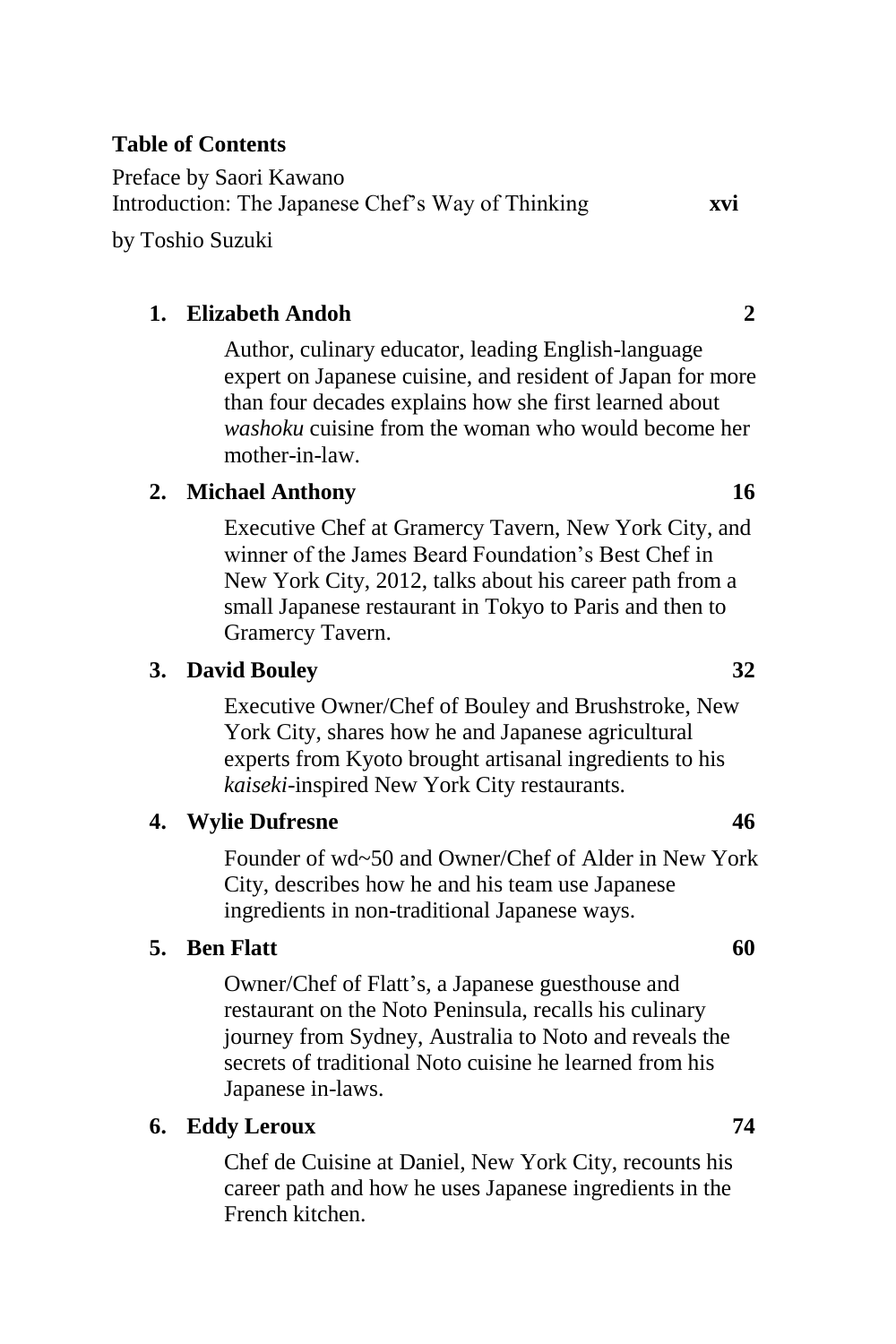## Table of Contents

Preface by Saori Kawano

Introduction: The Japanese Chef's Way of Thinking **xvi**

by Toshio Suzuki

1. **Elizabeth Andoh** **2**

   Author, culinary educator, leading English-language expert on Japanese cuisine, and resident of Japan for more than four decades explains how she first learned about *washoku* cuisine from the woman who would become her mother-in-law.

2. **Michael Anthony** **16**

   Executive Chef at Gramercy Tavern, New York City, and winner of the James Beard Foundation's Best Chef in New York City, 2012, talks about his career path from a small Japanese restaurant in Tokyo to Paris and then to Gramercy Tavern.

3. **David Bouley** **32**

   Executive Owner/Chef of Bouley and Brushstroke, New York City, shares how he and Japanese agricultural experts from Kyoto brought artisanal ingredients to his *kaiseki*-inspired New York City restaurants.

4. **Wylie Dufresne** **46**

   Founder of wd~50 and Owner/Chef of Alder in New York City, describes how he and his team use Japanese ingredients in non-traditional Japanese ways.

5. **Ben Flatt** **60**

   Owner/Chef of Flatt's, a Japanese guesthouse and restaurant on the Noto Peninsula, recalls his culinary journey from Sydney, Australia to Noto and reveals the secrets of traditional Noto cuisine he learned from his Japanese in-laws.

6. **Eddy Leroux** **74**

   Chef de Cuisine at Daniel, New York City, recounts his career path and how he uses Japanese ingredients in the French kitchen.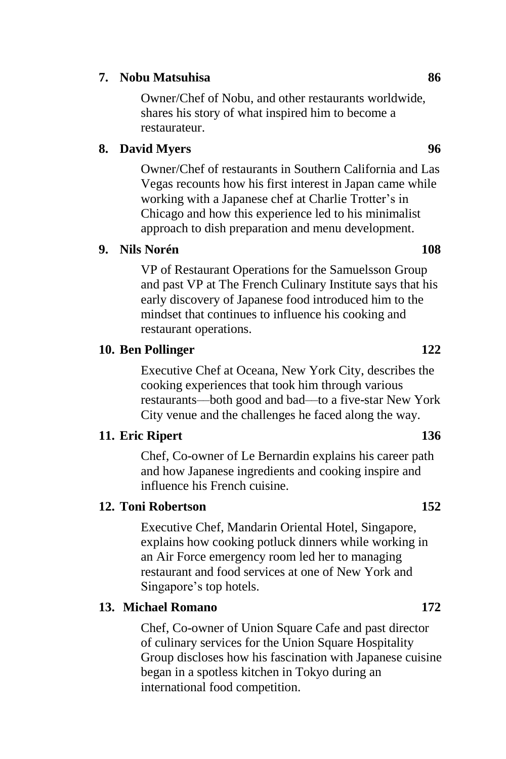**7. Nobu Matsuhisa** **86**

Owner/Chef of Nobu, and other restaurants worldwide, shares his story of what inspired him to become a restaurateur.

**8. David Myers** **96**

Owner/Chef of restaurants in Southern California and Las Vegas recounts how his first interest in Japan came while working with a Japanese chef at Charlie Trotter's in Chicago and how this experience led to his minimalist approach to dish preparation and menu development.

**9. Nils Norén** **108**

VP of Restaurant Operations for the Samuelsson Group and past VP at The French Culinary Institute says that his early discovery of Japanese food introduced him to the mindset that continues to influence his cooking and restaurant operations.

**10. Ben Pollinger** **122**

Executive Chef at Oceana, New York City, describes the cooking experiences that took him through various restaurants—both good and bad—to a five-star New York City venue and the challenges he faced along the way.

**11. Eric Ripert** **136**

Chef, Co-owner of Le Bernardin explains his career path and how Japanese ingredients and cooking inspire and influence his French cuisine.

**12. Toni Robertson** **152**

Executive Chef, Mandarin Oriental Hotel, Singapore, explains how cooking potluck dinners while working in an Air Force emergency room led her to managing restaurant and food services at one of New York and Singapore's top hotels.

**13. Michael Romano** **172**

Chef, Co-owner of Union Square Cafe and past director of culinary services for the Union Square Hospitality Group discloses how his fascination with Japanese cuisine began in a spotless kitchen in Tokyo during an international food competition.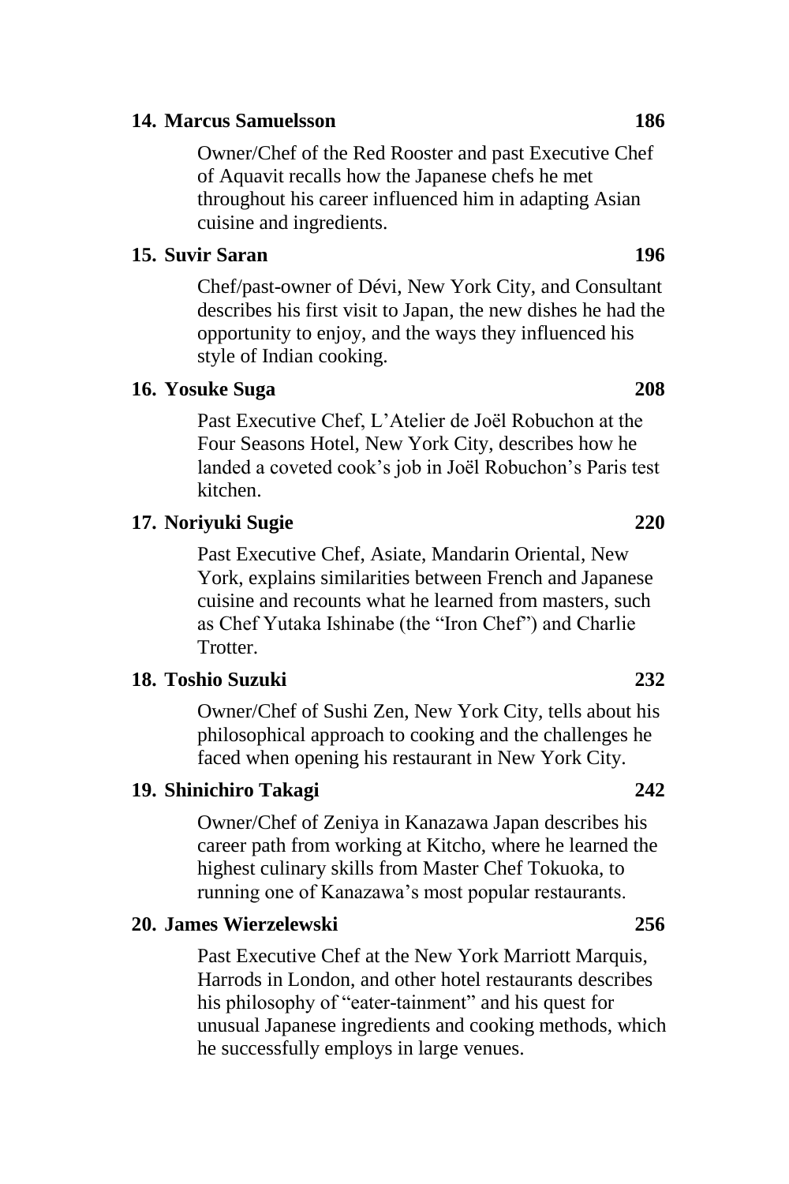**14. Marcus Samuelsson** **186**

Owner/Chef of the Red Rooster and past Executive Chef of Aquavit recalls how the Japanese chefs he met throughout his career influenced him in adapting Asian cuisine and ingredients.

**15. Suvir Saran** **196**

Chef/past-owner of Dévi, New York City, and Consultant describes his first visit to Japan, the new dishes he had the opportunity to enjoy, and the ways they influenced his style of Indian cooking.

**16. Yosuke Suga** **208**

Past Executive Chef, L'Atelier de Joël Robuchon at the Four Seasons Hotel, New York City, describes how he landed a coveted cook's job in Joël Robuchon's Paris test kitchen.

**17. Noriyuki Sugie** **220**

Past Executive Chef, Asiate, Mandarin Oriental, New York, explains similarities between French and Japanese cuisine and recounts what he learned from masters, such as Chef Yutaka Ishinabe (the "Iron Chef") and Charlie Trotter.

**18. Toshio Suzuki** **232**

Owner/Chef of Sushi Zen, New York City, tells about his philosophical approach to cooking and the challenges he faced when opening his restaurant in New York City.

**19. Shinichiro Takagi** **242**

Owner/Chef of Zeniya in Kanazawa Japan describes his career path from working at Kitcho, where he learned the highest culinary skills from Master Chef Tokuoka, to running one of Kanazawa's most popular restaurants.

**20. James Wierzelewski** **256**

Past Executive Chef at the New York Marriott Marquis, Harrods in London, and other hotel restaurants describes his philosophy of "eater-tainment" and his quest for unusual Japanese ingredients and cooking methods, which he successfully employs in large venues.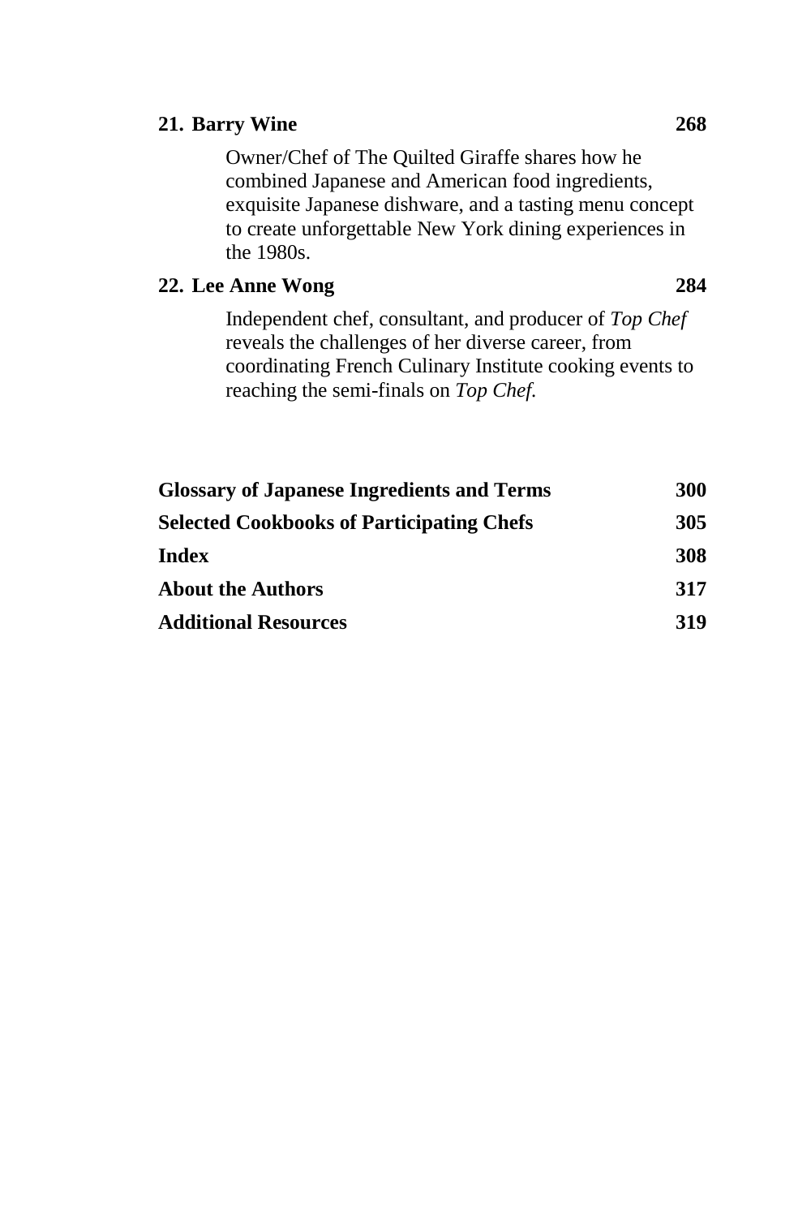**21. Barry Wine** **268**

Owner/Chef of The Quilted Giraffe shares how he combined Japanese and American food ingredients, exquisite Japanese dishware, and a tasting menu concept to create unforgettable New York dining experiences in the 1980s.

**22. Lee Anne Wong** **284**

Independent chef, consultant, and producer of *Top Chef* reveals the challenges of her diverse career, from coordinating French Culinary Institute cooking events to reaching the semi-finals on *Top Chef*.

**Glossary of Japanese Ingredients and Terms** **300**

**Selected Cookbooks of Participating Chefs** **305**

**Index** **308**

**About the Authors** **317**

**Additional Resources** **319**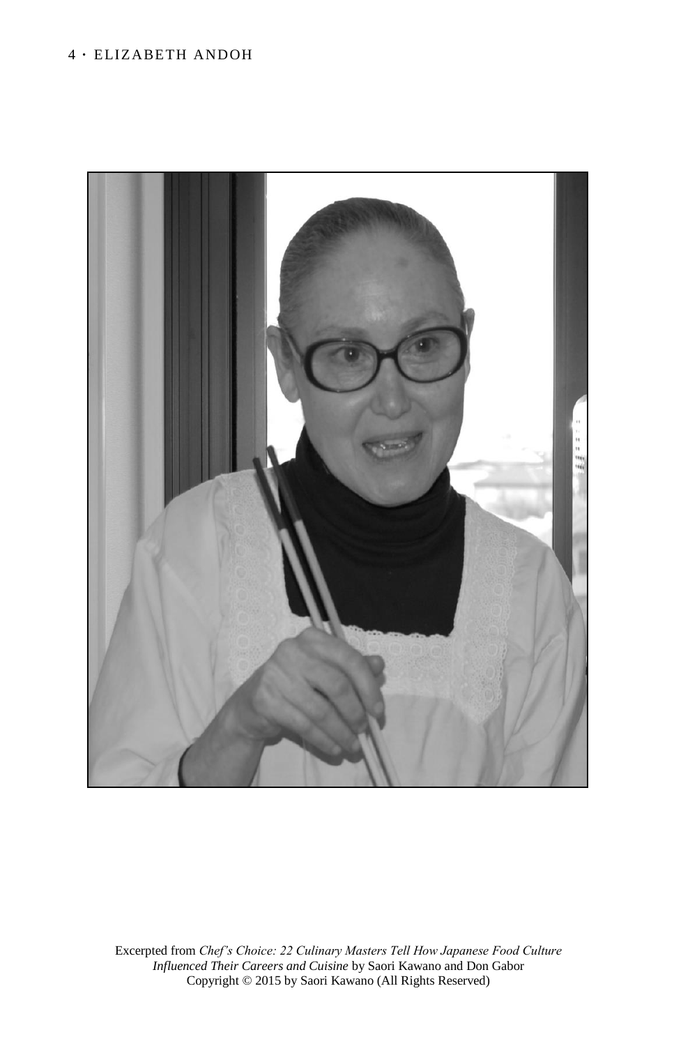Excerpted from *Chef's Choice: 22 Culinary Masters Tell How Japanese Food Culture Influenced Their Careers and Cuisine* by Saori Kawano and Don Gabor
Copyright © 2015 by Saori Kawano (All Rights Reserved)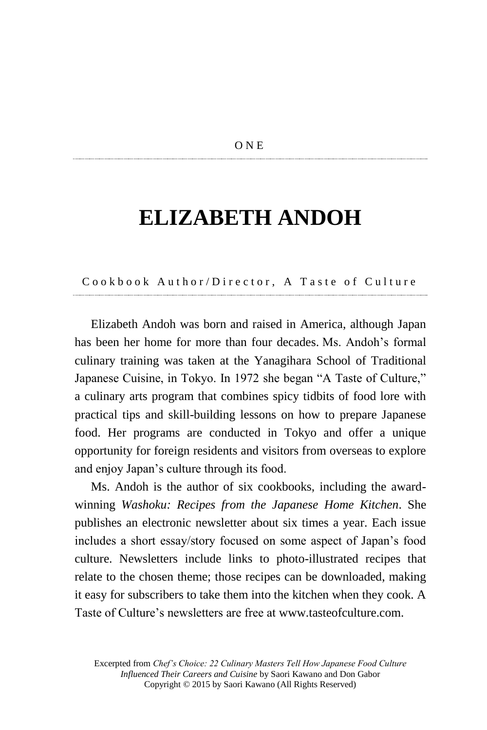ONE

# ELIZABETH ANDOH

Cookbook Author/Director, A Taste of Culture

Elizabeth Andoh was born and raised in America, although Japan has been her home for more than four decades. Ms. Andoh's formal culinary training was taken at the Yanagihara School of Traditional Japanese Cuisine, in Tokyo. In 1972 she began "A Taste of Culture," a culinary arts program that combines spicy tidbits of food lore with practical tips and skill-building lessons on how to prepare Japanese food. Her programs are conducted in Tokyo and offer a unique opportunity for foreign residents and visitors from overseas to explore and enjoy Japan's culture through its food.

Ms. Andoh is the author of six cookbooks, including the award-winning *Washoku: Recipes from the Japanese Home Kitchen*. She publishes an electronic newsletter about six times a year. Each issue includes a short essay/story focused on some aspect of Japan's food culture. Newsletters include links to photo-illustrated recipes that relate to the chosen theme; those recipes can be downloaded, making it easy for subscribers to take them into the kitchen when they cook. A Taste of Culture's newsletters are free at www.tasteofculture.com.

Excerpted from *Chef's Choice: 22 Culinary Masters Tell How Japanese Food Culture Influenced Their Careers and Cuisine* by Saori Kawano and Don Gabor
Copyright © 2015 by Saori Kawano (All Rights Reserved)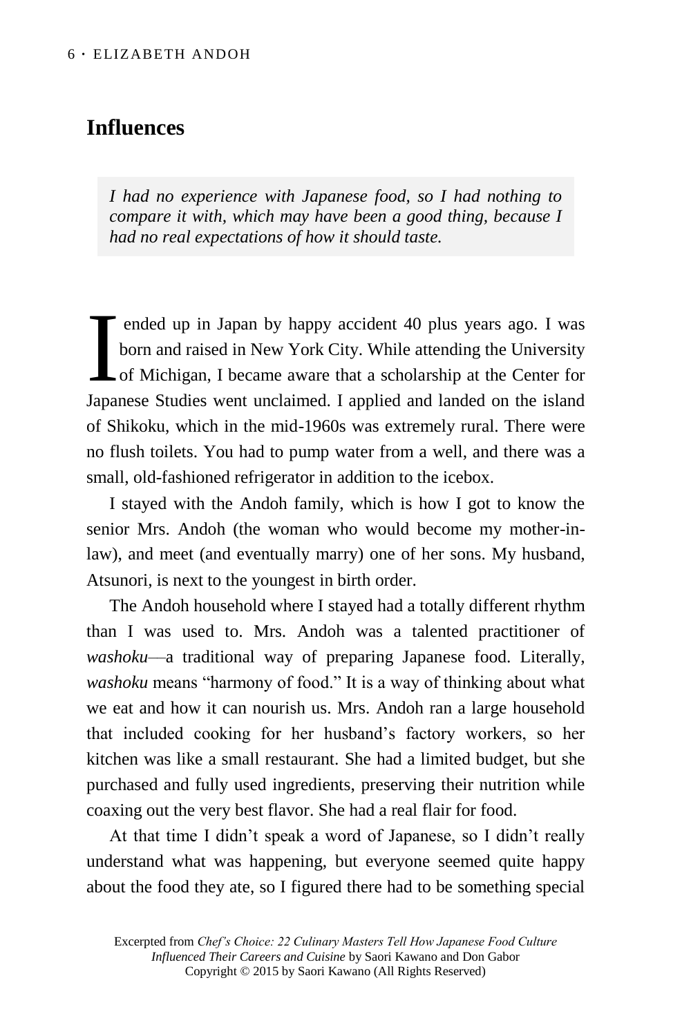## Influences

> *I had no experience with Japanese food, so I had nothing to compare it with, which may have been a good thing, because I had no real expectations of how it should taste.*

I ended up in Japan by happy accident 40 plus years ago. I was born and raised in New York City. While attending the University of Michigan, I became aware that a scholarship at the Center for Japanese Studies went unclaimed. I applied and landed on the island of Shikoku, which in the mid-1960s was extremely rural. There were no flush toilets. You had to pump water from a well, and there was a small, old-fashioned refrigerator in addition to the icebox.

I stayed with the Andoh family, which is how I got to know the senior Mrs. Andoh (the woman who would become my mother-in-law), and meet (and eventually marry) one of her sons. My husband, Atsunori, is next to the youngest in birth order.

The Andoh household where I stayed had a totally different rhythm than I was used to. Mrs. Andoh was a talented practitioner of *washoku*—a traditional way of preparing Japanese food. Literally, *washoku* means "harmony of food." It is a way of thinking about what we eat and how it can nourish us. Mrs. Andoh ran a large household that included cooking for her husband's factory workers, so her kitchen was like a small restaurant. She had a limited budget, but she purchased and fully used ingredients, preserving their nutrition while coaxing out the very best flavor. She had a real flair for food.

At that time I didn't speak a word of Japanese, so I didn't really understand what was happening, but everyone seemed quite happy about the food they ate, so I figured there had to be something special

Excerpted from *Chef's Choice: 22 Culinary Masters Tell How Japanese Food Culture Influenced Their Careers and Cuisine* by Saori Kawano and Don Gabor
Copyright © 2015 by Saori Kawano (All Rights Reserved)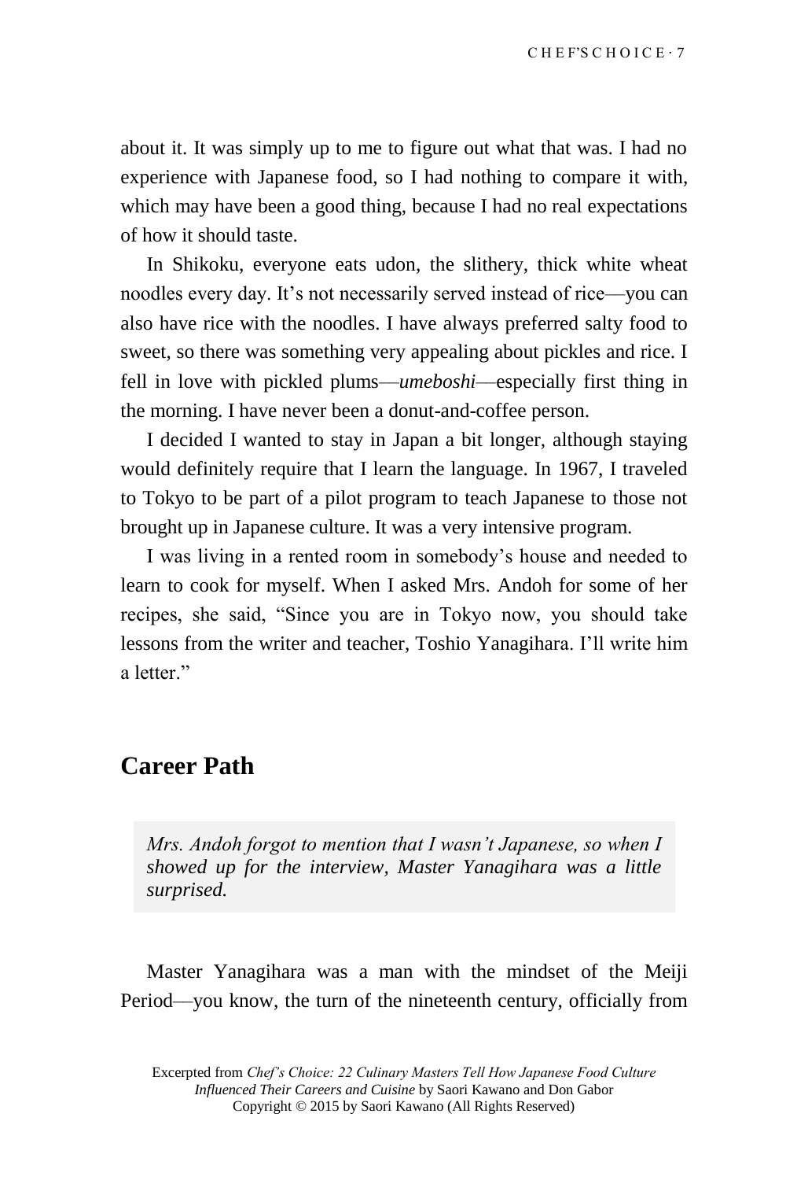about it. It was simply up to me to figure out what that was. I had no experience with Japanese food, so I had nothing to compare it with, which may have been a good thing, because I had no real expectations of how it should taste.

In Shikoku, everyone eats udon, the slithery, thick white wheat noodles every day. It's not necessarily served instead of rice—you can also have rice with the noodles. I have always preferred salty food to sweet, so there was something very appealing about pickles and rice. I fell in love with pickled plums—*umeboshi*—especially first thing in the morning. I have never been a donut-and-coffee person.

I decided I wanted to stay in Japan a bit longer, although staying would definitely require that I learn the language. In 1967, I traveled to Tokyo to be part of a pilot program to teach Japanese to those not brought up in Japanese culture. It was a very intensive program.

I was living in a rented room in somebody's house and needed to learn to cook for myself. When I asked Mrs. Andoh for some of her recipes, she said, "Since you are in Tokyo now, you should take lessons from the writer and teacher, Toshio Yanagihara. I'll write him a letter."

## Career Path

> *Mrs. Andoh forgot to mention that I wasn't Japanese, so when I showed up for the interview, Master Yanagihara was a little surprised.*

Master Yanagihara was a man with the mindset of the Meiji Period—you know, the turn of the nineteenth century, officially from

Excerpted from *Chef's Choice: 22 Culinary Masters Tell How Japanese Food Culture Influenced Their Careers and Cuisine* by Saori Kawano and Don Gabor
Copyright © 2015 by Saori Kawano (All Rights Reserved)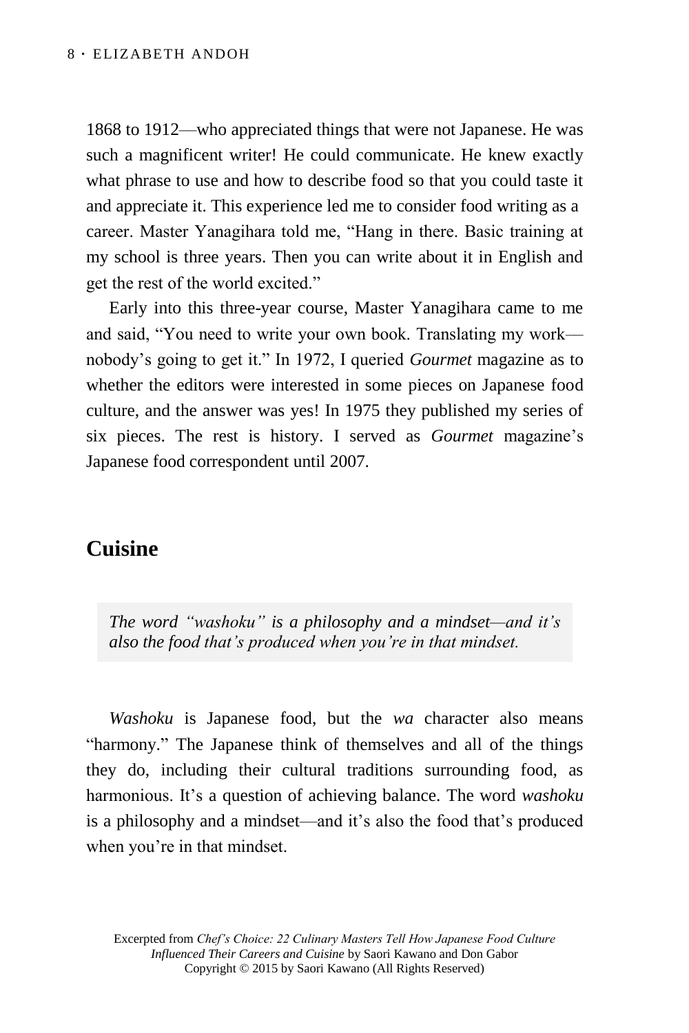1868 to 1912—who appreciated things that were not Japanese. He was such a magnificent writer! He could communicate. He knew exactly what phrase to use and how to describe food so that you could taste it and appreciate it. This experience led me to consider food writing as a career. Master Yanagihara told me, "Hang in there. Basic training at my school is three years. Then you can write about it in English and get the rest of the world excited."

Early into this three-year course, Master Yanagihara came to me and said, "You need to write your own book. Translating my work—nobody's going to get it." In 1972, I queried *Gourmet* magazine as to whether the editors were interested in some pieces on Japanese food culture, and the answer was yes! In 1975 they published my series of six pieces. The rest is history. I served as *Gourmet* magazine's Japanese food correspondent until 2007.

## Cuisine

> *The word "washoku" is a philosophy and a mindset—and it's also the food that's produced when you're in that mindset.*

*Washoku* is Japanese food, but the *wa* character also means "harmony." The Japanese think of themselves and all of the things they do, including their cultural traditions surrounding food, as harmonious. It's a question of achieving balance. The word *washoku* is a philosophy and a mindset—and it's also the food that's produced when you're in that mindset.

Excerpted from *Chef's Choice: 22 Culinary Masters Tell How Japanese Food Culture Influenced Their Careers and Cuisine* by Saori Kawano and Don Gabor
Copyright © 2015 by Saori Kawano (All Rights Reserved)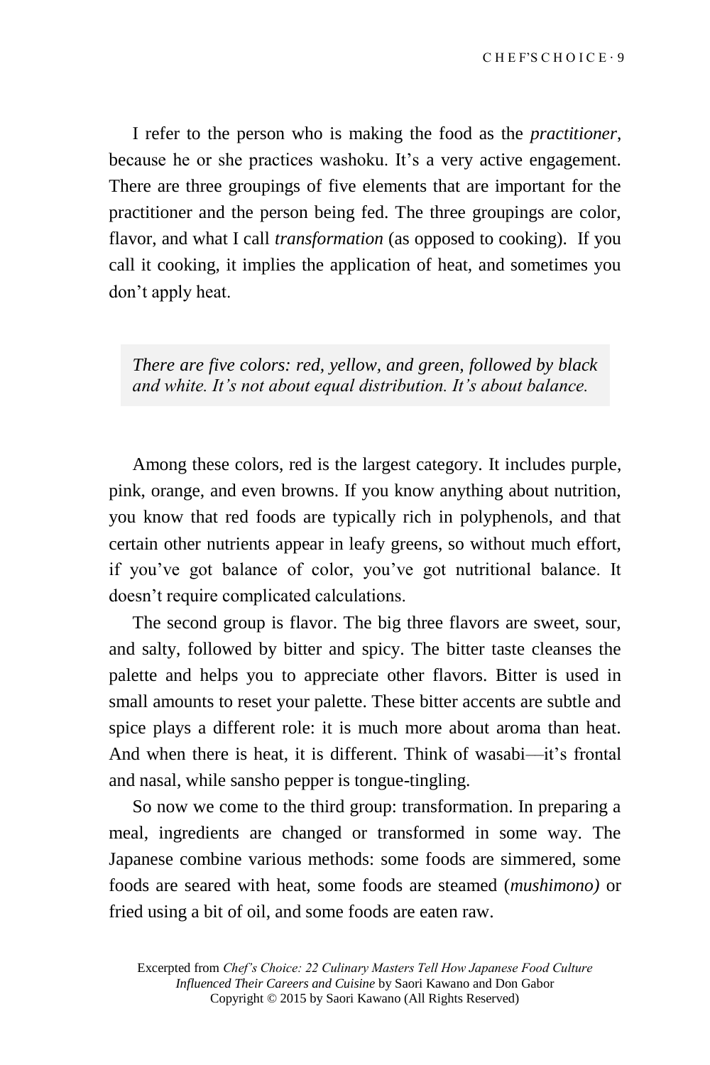I refer to the person who is making the food as the *practitioner*, because he or she practices washoku. It's a very active engagement. There are three groupings of five elements that are important for the practitioner and the person being fed. The three groupings are color, flavor, and what I call *transformation* (as opposed to cooking). If you call it cooking, it implies the application of heat, and sometimes you don't apply heat.

> *There are five colors: red, yellow, and green, followed by black and white. It's not about equal distribution. It's about balance.*

Among these colors, red is the largest category. It includes purple, pink, orange, and even browns. If you know anything about nutrition, you know that red foods are typically rich in polyphenols, and that certain other nutrients appear in leafy greens, so without much effort, if you've got balance of color, you've got nutritional balance. It doesn't require complicated calculations.

The second group is flavor. The big three flavors are sweet, sour, and salty, followed by bitter and spicy. The bitter taste cleanses the palette and helps you to appreciate other flavors. Bitter is used in small amounts to reset your palette. These bitter accents are subtle and spice plays a different role: it is much more about aroma than heat. And when there is heat, it is different. Think of wasabi—it's frontal and nasal, while sansho pepper is tongue-tingling.

So now we come to the third group: transformation. In preparing a meal, ingredients are changed or transformed in some way. The Japanese combine various methods: some foods are simmered, some foods are seared with heat, some foods are steamed (*mushimono)* or fried using a bit of oil, and some foods are eaten raw.

Excerpted from *Chef's Choice: 22 Culinary Masters Tell How Japanese Food Culture Influenced Their Careers and Cuisine* by Saori Kawano and Don Gabor
Copyright © 2015 by Saori Kawano (All Rights Reserved)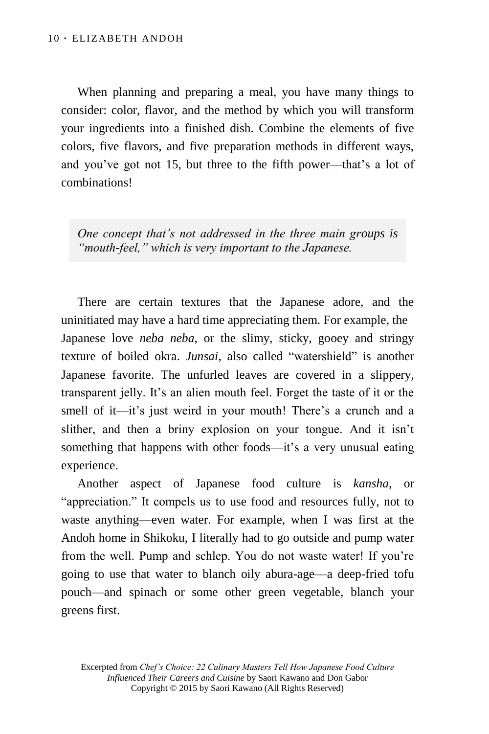When planning and preparing a meal, you have many things to consider: color, flavor, and the method by which you will transform your ingredients into a finished dish. Combine the elements of five colors, five flavors, and five preparation methods in different ways, and you've got not 15, but three to the fifth power—that's a lot of combinations!

> *One concept that's not addressed in the three main groups is "mouth-feel," which is very important to the Japanese.*

There are certain textures that the Japanese adore, and the uninitiated may have a hard time appreciating them. For example, the Japanese love *neba neba*, or the slimy, sticky, gooey and stringy texture of boiled okra. *Junsai*, also called "watershield" is another Japanese favorite. The unfurled leaves are covered in a slippery, transparent jelly. It's an alien mouth feel. Forget the taste of it or the smell of it—it's just weird in your mouth! There's a crunch and a slither, and then a briny explosion on your tongue. And it isn't something that happens with other foods—it's a very unusual eating experience.

Another aspect of Japanese food culture is *kansha*, or "appreciation." It compels us to use food and resources fully, not to waste anything—even water. For example, when I was first at the Andoh home in Shikoku, I literally had to go outside and pump water from the well. Pump and schlep. You do not waste water! If you're going to use that water to blanch oily abura-age—a deep-fried tofu pouch—and spinach or some other green vegetable, blanch your greens first.

Excerpted from *Chef's Choice: 22 Culinary Masters Tell How Japanese Food Culture Influenced Their Careers and Cuisine* by Saori Kawano and Don Gabor
Copyright © 2015 by Saori Kawano (All Rights Reserved)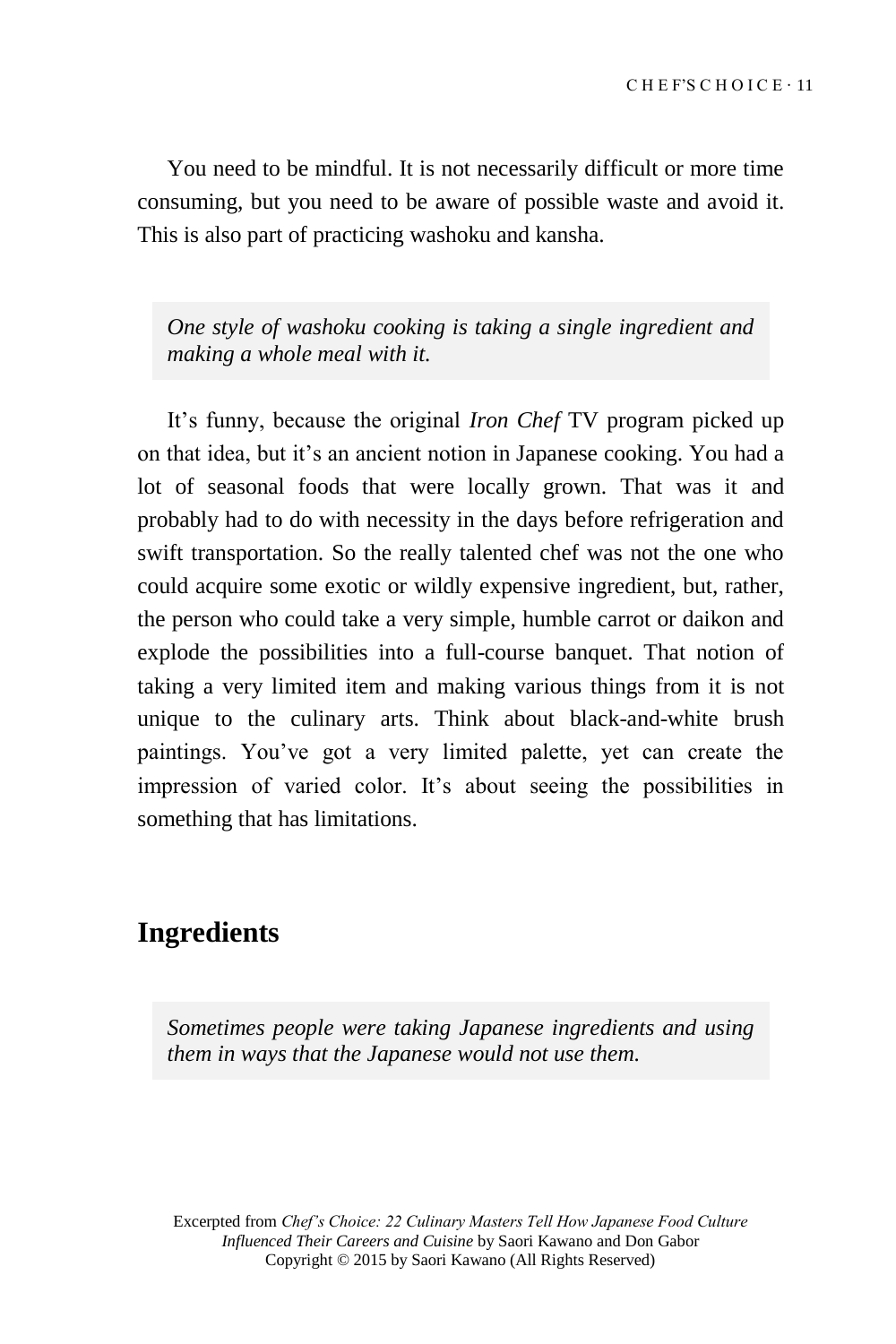You need to be mindful. It is not necessarily difficult or more time consuming, but you need to be aware of possible waste and avoid it. This is also part of practicing washoku and kansha.

> *One style of washoku cooking is taking a single ingredient and making a whole meal with it.*

It's funny, because the original *Iron Chef* TV program picked up on that idea, but it's an ancient notion in Japanese cooking. You had a lot of seasonal foods that were locally grown. That was it and probably had to do with necessity in the days before refrigeration and swift transportation. So the really talented chef was not the one who could acquire some exotic or wildly expensive ingredient, but, rather, the person who could take a very simple, humble carrot or daikon and explode the possibilities into a full-course banquet. That notion of taking a very limited item and making various things from it is not unique to the culinary arts. Think about black-and-white brush paintings. You've got a very limited palette, yet can create the impression of varied color. It's about seeing the possibilities in something that has limitations.

## Ingredients

> *Sometimes people were taking Japanese ingredients and using them in ways that the Japanese would not use them.*

Excerpted from *Chef's Choice: 22 Culinary Masters Tell How Japanese Food Culture Influenced Their Careers and Cuisine* by Saori Kawano and Don Gabor
Copyright © 2015 by Saori Kawano (All Rights Reserved)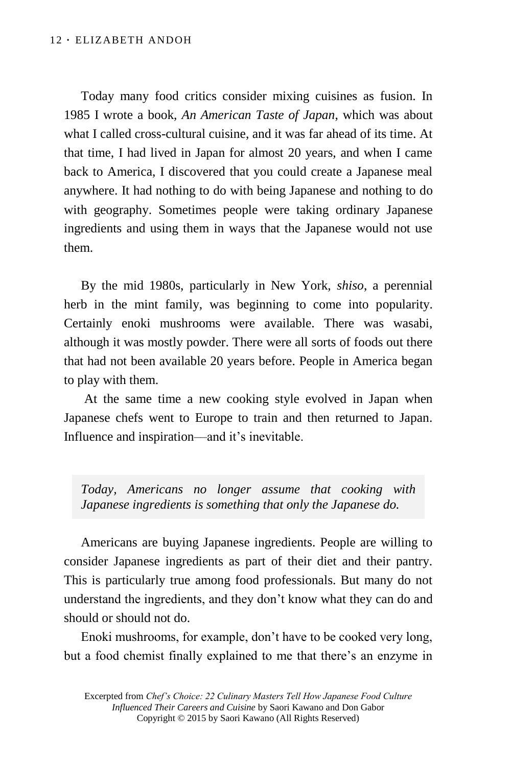Today many food critics consider mixing cuisines as fusion. In 1985 I wrote a book, *An American Taste of Japan*, which was about what I called cross-cultural cuisine, and it was far ahead of its time. At that time, I had lived in Japan for almost 20 years, and when I came back to America, I discovered that you could create a Japanese meal anywhere. It had nothing to do with being Japanese and nothing to do with geography. Sometimes people were taking ordinary Japanese ingredients and using them in ways that the Japanese would not use them.

By the mid 1980s, particularly in New York, *shiso*, a perennial herb in the mint family, was beginning to come into popularity. Certainly enoki mushrooms were available. There was wasabi, although it was mostly powder. There were all sorts of foods out there that had not been available 20 years before. People in America began to play with them.

At the same time a new cooking style evolved in Japan when Japanese chefs went to Europe to train and then returned to Japan. Influence and inspiration—and it's inevitable.

> *Today, Americans no longer assume that cooking with Japanese ingredients is something that only the Japanese do.*

Americans are buying Japanese ingredients. People are willing to consider Japanese ingredients as part of their diet and their pantry. This is particularly true among food professionals. But many do not understand the ingredients, and they don't know what they can do and should or should not do.

Enoki mushrooms, for example, don't have to be cooked very long, but a food chemist finally explained to me that there's an enzyme in

Excerpted from *Chef's Choice: 22 Culinary Masters Tell How Japanese Food Culture Influenced Their Careers and Cuisine* by Saori Kawano and Don Gabor
Copyright © 2015 by Saori Kawano (All Rights Reserved)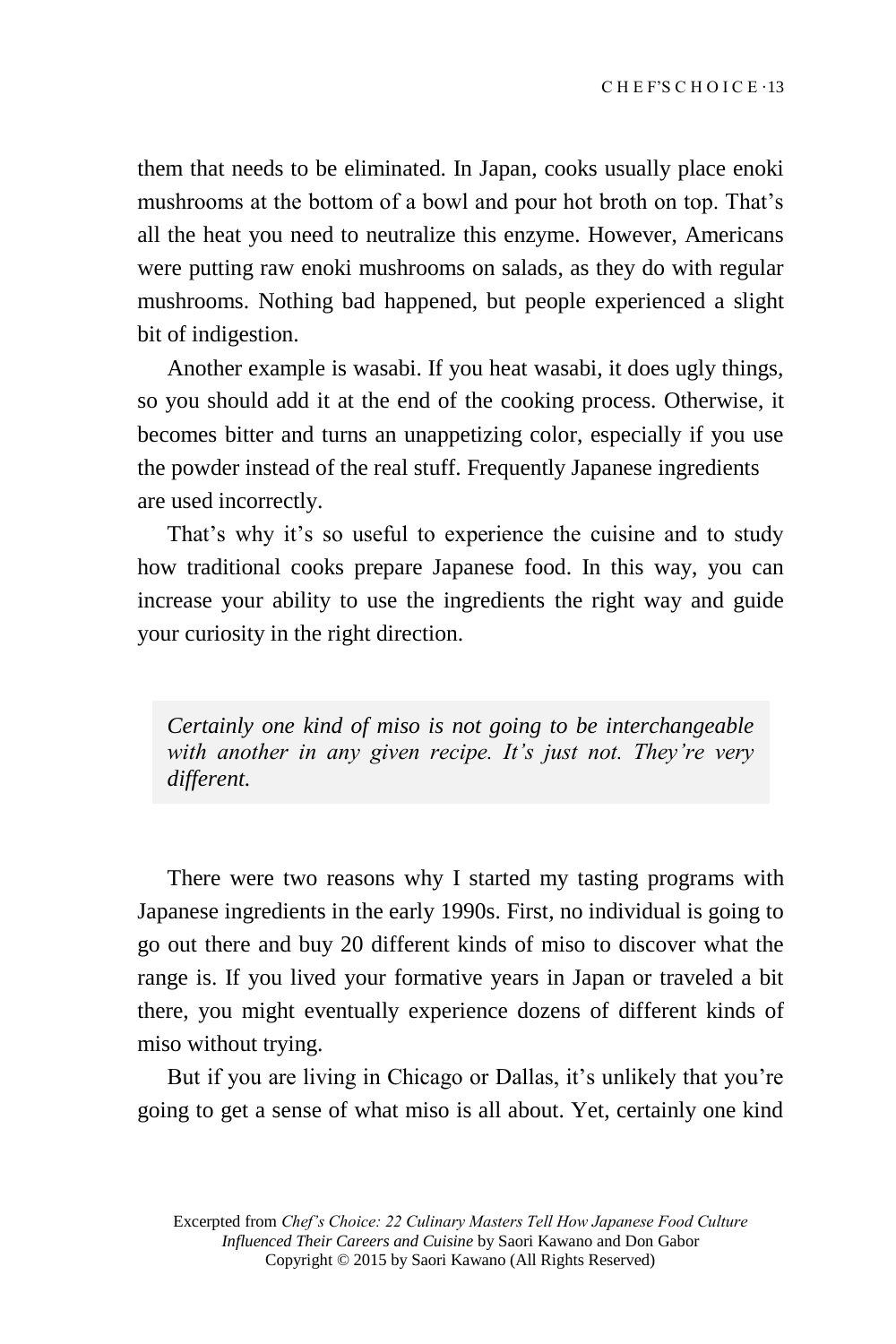them that needs to be eliminated. In Japan, cooks usually place enoki mushrooms at the bottom of a bowl and pour hot broth on top. That's all the heat you need to neutralize this enzyme. However, Americans were putting raw enoki mushrooms on salads, as they do with regular mushrooms. Nothing bad happened, but people experienced a slight bit of indigestion.

Another example is wasabi. If you heat wasabi, it does ugly things, so you should add it at the end of the cooking process. Otherwise, it becomes bitter and turns an unappetizing color, especially if you use the powder instead of the real stuff. Frequently Japanese ingredients are used incorrectly.

That's why it's so useful to experience the cuisine and to study how traditional cooks prepare Japanese food. In this way, you can increase your ability to use the ingredients the right way and guide your curiosity in the right direction.

> *Certainly one kind of miso is not going to be interchangeable with another in any given recipe. It's just not. They're very different.*

There were two reasons why I started my tasting programs with Japanese ingredients in the early 1990s. First, no individual is going to go out there and buy 20 different kinds of miso to discover what the range is. If you lived your formative years in Japan or traveled a bit there, you might eventually experience dozens of different kinds of miso without trying.

But if you are living in Chicago or Dallas, it's unlikely that you're going to get a sense of what miso is all about. Yet, certainly one kind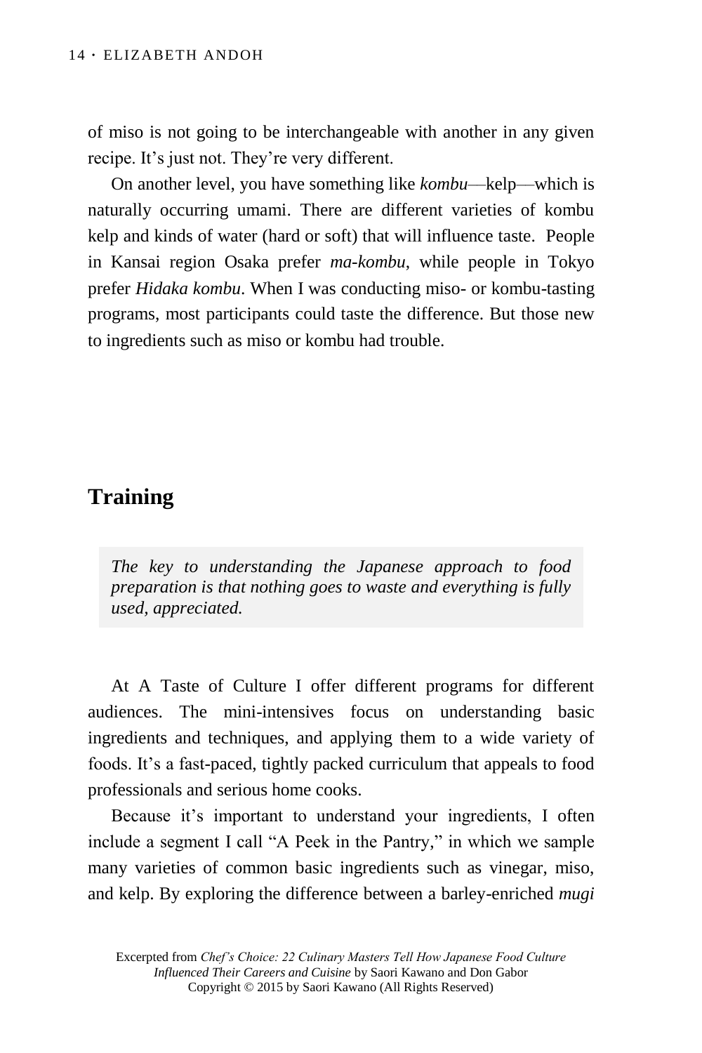of miso is not going to be interchangeable with another in any given recipe. It's just not. They're very different.

On another level, you have something like *kombu*—kelp—which is naturally occurring umami. There are different varieties of kombu kelp and kinds of water (hard or soft) that will influence taste. People in Kansai region Osaka prefer *ma-kombu*, while people in Tokyo prefer *Hidaka kombu*. When I was conducting miso- or kombu-tasting programs, most participants could taste the difference. But those new to ingredients such as miso or kombu had trouble.

## Training

> *The key to understanding the Japanese approach to food preparation is that nothing goes to waste and everything is fully used, appreciated.*

At A Taste of Culture I offer different programs for different audiences. The mini-intensives focus on understanding basic ingredients and techniques, and applying them to a wide variety of foods. It's a fast-paced, tightly packed curriculum that appeals to food professionals and serious home cooks.

Because it's important to understand your ingredients, I often include a segment I call "A Peek in the Pantry," in which we sample many varieties of common basic ingredients such as vinegar, miso, and kelp. By exploring the difference between a barley-enriched *mugi*

Excerpted from *Chef's Choice: 22 Culinary Masters Tell How Japanese Food Culture Influenced Their Careers and Cuisine* by Saori Kawano and Don Gabor
Copyright © 2015 by Saori Kawano (All Rights Reserved)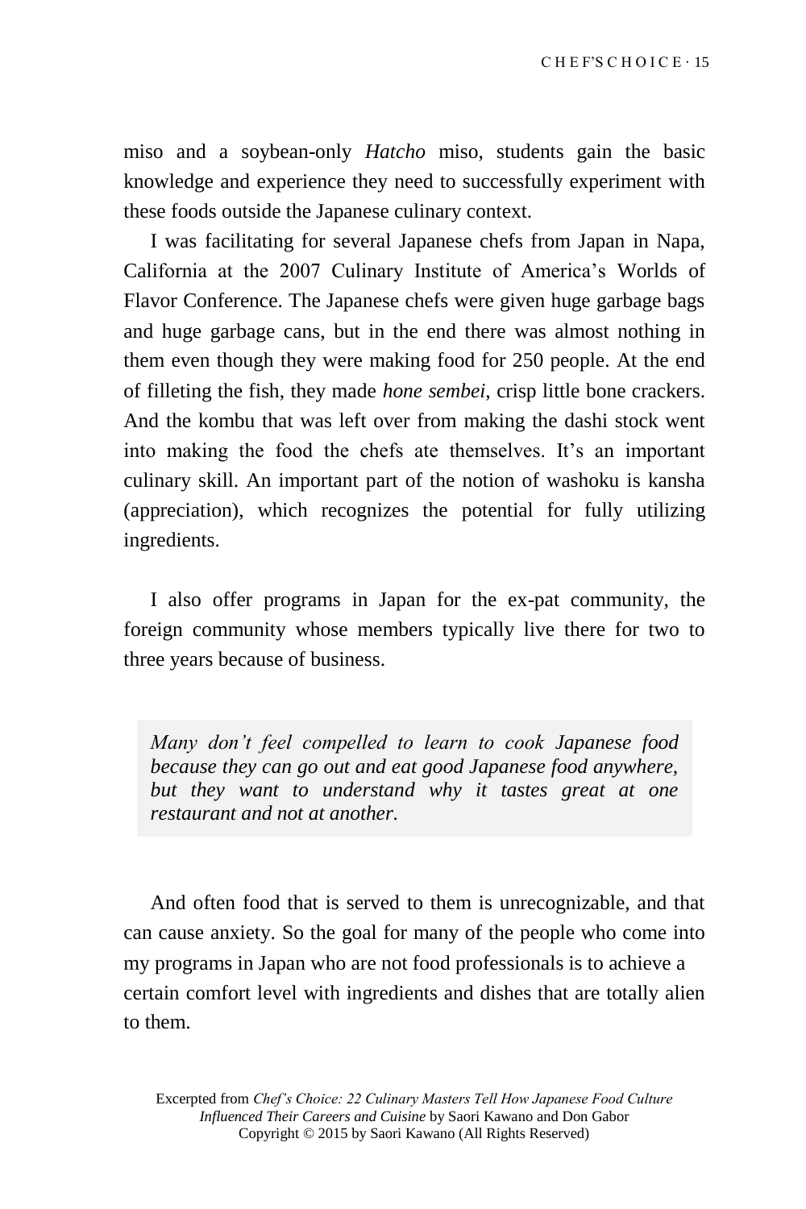miso and a soybean-only *Hatcho* miso, students gain the basic knowledge and experience they need to successfully experiment with these foods outside the Japanese culinary context.

I was facilitating for several Japanese chefs from Japan in Napa, California at the 2007 Culinary Institute of America's Worlds of Flavor Conference. The Japanese chefs were given huge garbage bags and huge garbage cans, but in the end there was almost nothing in them even though they were making food for 250 people. At the end of filleting the fish, they made *hone sembei*, crisp little bone crackers. And the kombu that was left over from making the dashi stock went into making the food the chefs ate themselves. It's an important culinary skill. An important part of the notion of washoku is kansha (appreciation), which recognizes the potential for fully utilizing ingredients.

I also offer programs in Japan for the ex-pat community, the foreign community whose members typically live there for two to three years because of business.

> *Many don't feel compelled to learn to cook Japanese food because they can go out and eat good Japanese food anywhere, but they want to understand why it tastes great at one restaurant and not at another.*

And often food that is served to them is unrecognizable, and that can cause anxiety. So the goal for many of the people who come into my programs in Japan who are not food professionals is to achieve a certain comfort level with ingredients and dishes that are totally alien to them.

Excerpted from *Chef's Choice: 22 Culinary Masters Tell How Japanese Food Culture Influenced Their Careers and Cuisine* by Saori Kawano and Don Gabor
Copyright © 2015 by Saori Kawano (All Rights Reserved)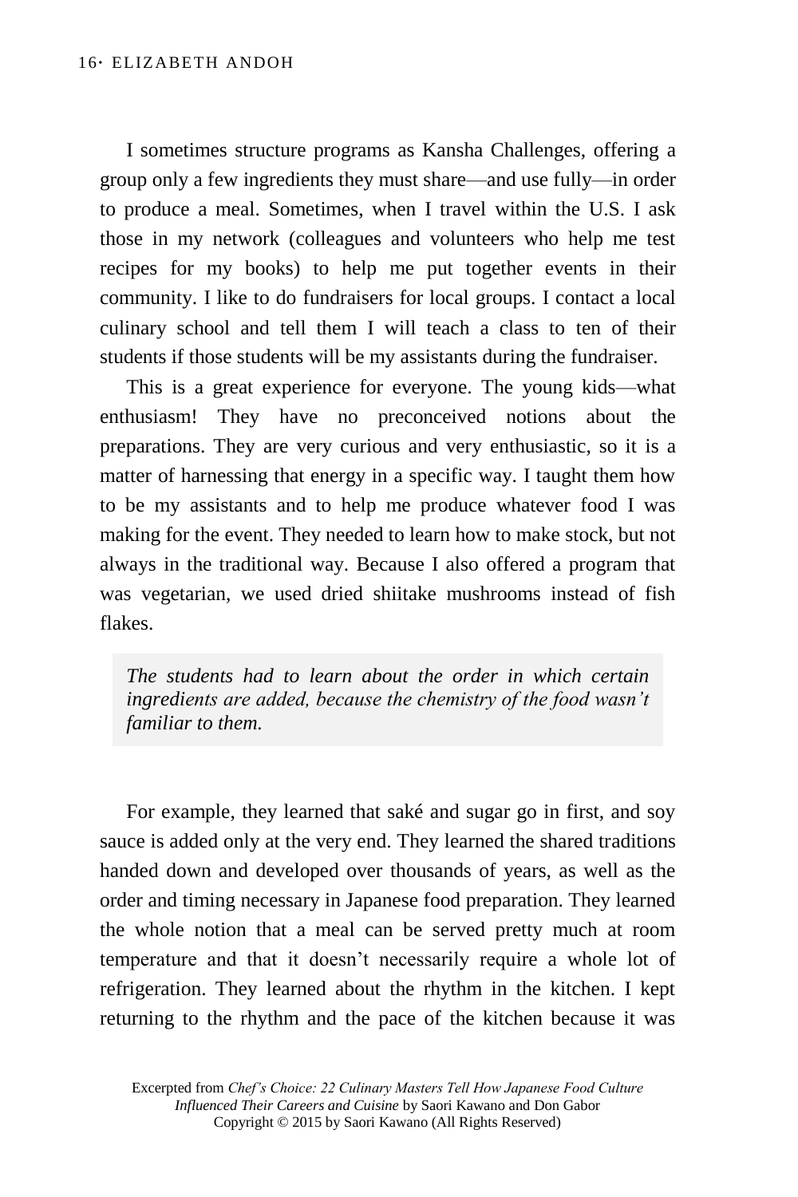I sometimes structure programs as Kansha Challenges, offering a group only a few ingredients they must share—and use fully—in order to produce a meal. Sometimes, when I travel within the U.S. I ask those in my network (colleagues and volunteers who help me test recipes for my books) to help me put together events in their community. I like to do fundraisers for local groups. I contact a local culinary school and tell them I will teach a class to ten of their students if those students will be my assistants during the fundraiser.

This is a great experience for everyone. The young kids—what enthusiasm! They have no preconceived notions about the preparations. They are very curious and very enthusiastic, so it is a matter of harnessing that energy in a specific way. I taught them how to be my assistants and to help me produce whatever food I was making for the event. They needed to learn how to make stock, but not always in the traditional way. Because I also offered a program that was vegetarian, we used dried shiitake mushrooms instead of fish flakes.

> *The students had to learn about the order in which certain ingredients are added, because the chemistry of the food wasn't familiar to them.*

For example, they learned that saké and sugar go in first, and soy sauce is added only at the very end. They learned the shared traditions handed down and developed over thousands of years, as well as the order and timing necessary in Japanese food preparation. They learned the whole notion that a meal can be served pretty much at room temperature and that it doesn't necessarily require a whole lot of refrigeration. They learned about the rhythm in the kitchen. I kept returning to the rhythm and the pace of the kitchen because it was

Excerpted from *Chef's Choice: 22 Culinary Masters Tell How Japanese Food Culture Influenced Their Careers and Cuisine* by Saori Kawano and Don Gabor
Copyright © 2015 by Saori Kawano (All Rights Reserved)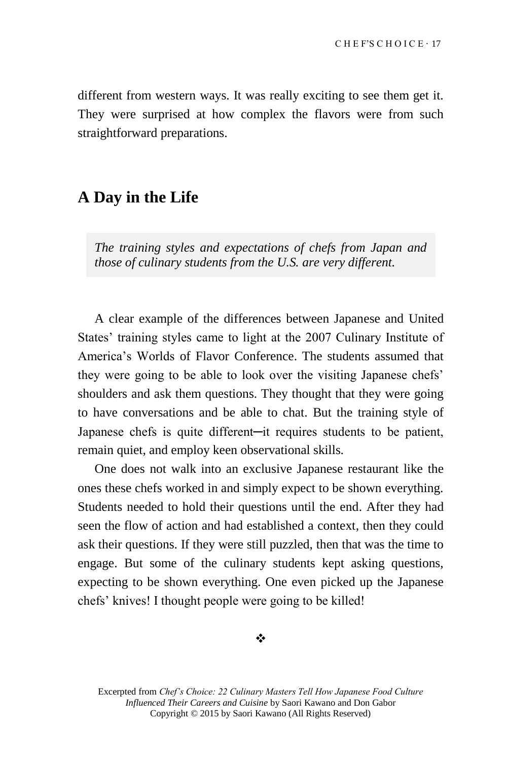different from western ways. It was really exciting to see them get it. They were surprised at how complex the flavors were from such straightforward preparations.

## A Day in the Life

> *The training styles and expectations of chefs from Japan and those of culinary students from the U.S. are very different.*

A clear example of the differences between Japanese and United States' training styles came to light at the 2007 Culinary Institute of America's Worlds of Flavor Conference. The students assumed that they were going to be able to look over the visiting Japanese chefs' shoulders and ask them questions. They thought that they were going to have conversations and be able to chat. But the training style of Japanese chefs is quite different—it requires students to be patient, remain quiet, and employ keen observational skills.

One does not walk into an exclusive Japanese restaurant like the ones these chefs worked in and simply expect to be shown everything. Students needed to hold their questions until the end. After they had seen the flow of action and had established a context, then they could ask their questions. If they were still puzzled, then that was the time to engage. But some of the culinary students kept asking questions, expecting to be shown everything. One even picked up the Japanese chefs' knives! I thought people were going to be killed!

❖

Excerpted from *Chef's Choice: 22 Culinary Masters Tell How Japanese Food Culture Influenced Their Careers and Cuisine* by Saori Kawano and Don Gabor
Copyright © 2015 by Saori Kawano (All Rights Reserved)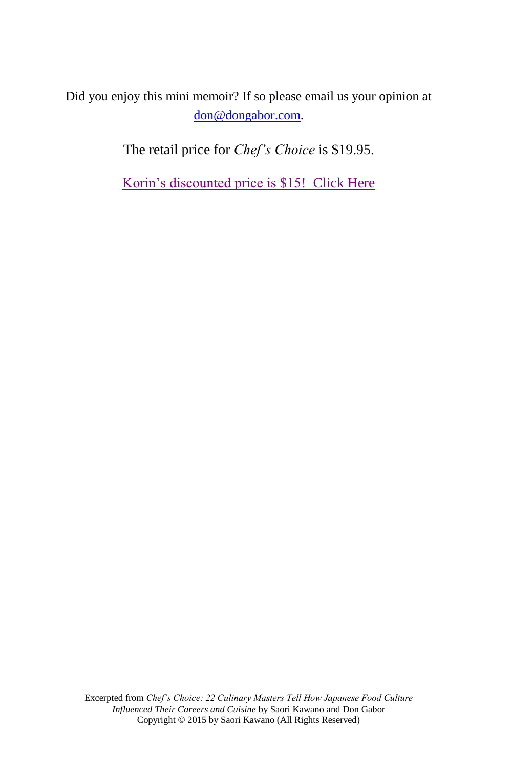Did you enjoy this mini memoir? If so please email us your opinion at don@dongabor.com.

The retail price for *Chef's Choice* is $19.95.

Korin's discounted price is $15! Click Here

Excerpted from *Chef's Choice: 22 Culinary Masters Tell How Japanese Food Culture Influenced Their Careers and Cuisine* by Saori Kawano and Don Gabor
Copyright © 2015 by Saori Kawano (All Rights Reserved)